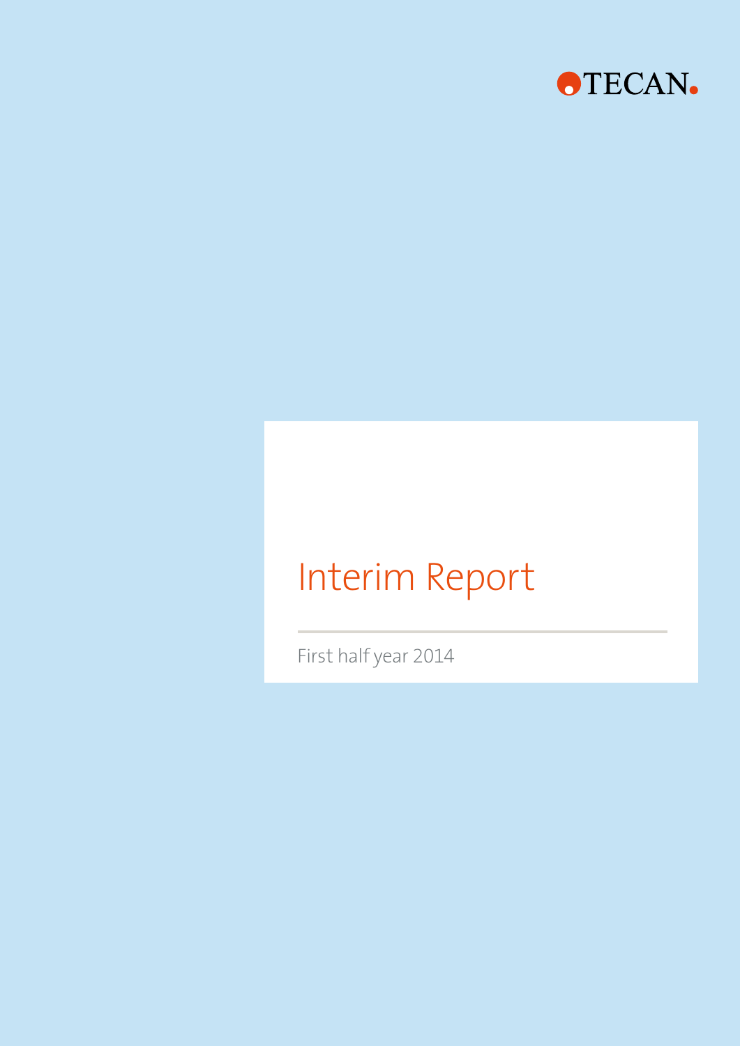TECAN.

# Interim Report

First half year 2014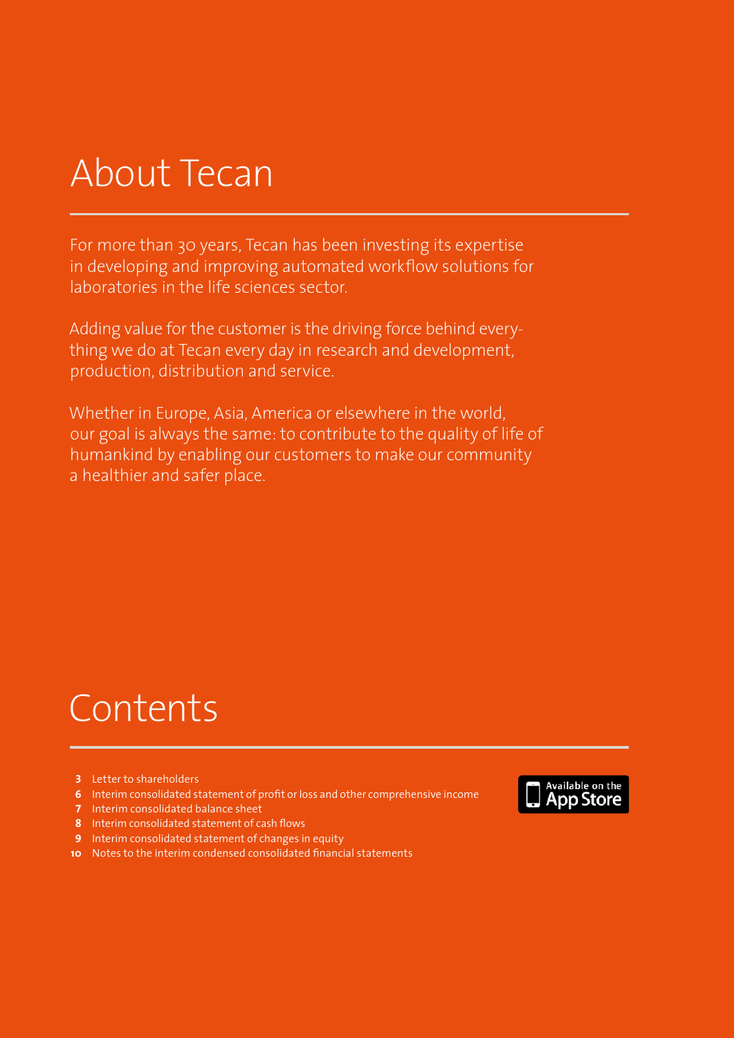# About Tecan

For more than 30 years, Tecan has been investing its expertise in developing and improving automated workflow solutions for laboratories in the life sciences sector.

Adding value for the customer is the driving force behind everything we do at Tecan every day in research and development, production, distribution and service.

Whether in Europe, Asia, America or elsewhere in the world, our goal is always the same: to contribute to the quality of life of humankind by enabling our customers to make our community a healthier and safer place.

# Contents

- **3** Letter to shareholders
- **6** Interim consolidated statement of profit or loss and other comprehensive income
- **7** Interim consolidated balance sheet
- **8** Interim consolidated statement of cash flows
- **9** Interim consolidated statement of changes in equity
- **10** Notes to the interim condensed consolidated financial statements

Available on the App Store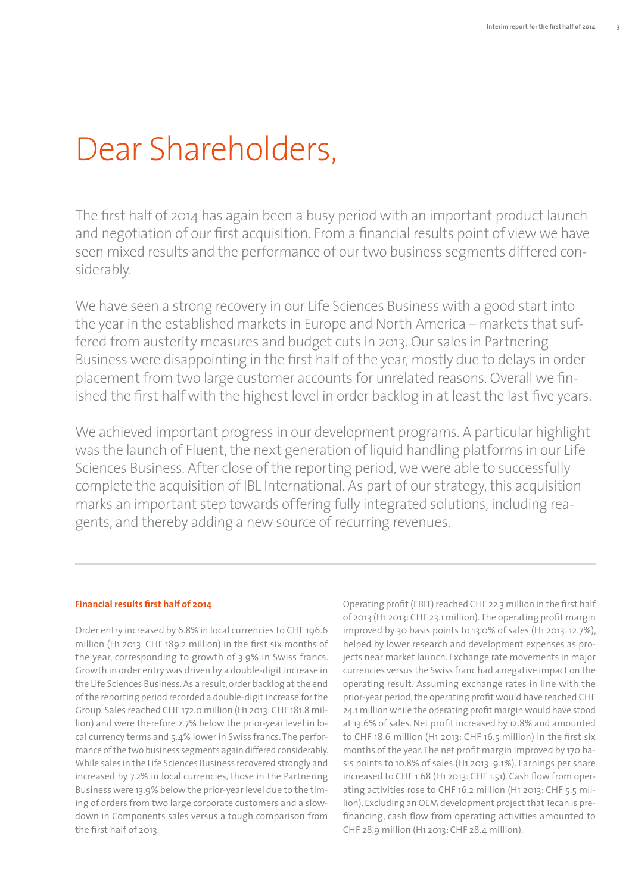# Dear Shareholders,

The first half of 2014 has again been a busy period with an important product launch and negotiation of our first acquisition. From a financial results point of view we have seen mixed results and the performance of our two business segments differed considerably.

We have seen a strong recovery in our Life Sciences Business with a good start into the year in the established markets in Europe and North America – markets that suffered from austerity measures and budget cuts in 2013. Our sales in Partnering Business were disappointing in the first half of the year, mostly due to delays in order placement from two large customer accounts for unrelated reasons. Overall we finished the first half with the highest level in order backlog in at least the last five years.

We achieved important progress in our development programs. A particular highlight was the launch of Fluent, the next generation of liquid handling platforms in our Life Sciences Business. After close of the reporting period, we were able to successfully complete the acquisition of IBL International. As part of our strategy, this acquisition marks an important step towards offering fully integrated solutions, including reagents, and thereby adding a new source of recurring revenues.

**Financial results first half of 2014**

Order entry increased by 6.8% in local currencies to CHF 196.6 million (H1 2013: CHF 189.2 million) in the first six months of the year, corresponding to growth of 3.9% in Swiss francs. Growth in order entry was driven by a double-digit increase in the Life Sciences Business. As a result, order backlog at the end of the reporting period recorded a double-digit increase for the Group. Sales reached CHF 172.0 million (H1 2013: CHF 181.8 million) and were therefore 2.7% below the prior-year level in local currency terms and 5.4% lower in Swiss francs. The performance of the two business segments again differed considerably. While sales in the Life Sciences Business recovered strongly and increased by 7.2% in local currencies, those in the Partnering Business were 13.9% below the prior-year level due to the timing of orders from two large corporate customers and a slowdown in Components sales versus a tough comparison from the first half of 2013.

Operating profit (EBIT) reached CHF 22.3 million in the first half of 2013 (H1 2013: CHF 23.1 million). The operating profit margin improved by 30 basis points to 13.0% of sales (H1 2013: 12.7%), helped by lower research and development expenses as projects near market launch. Exchange rate movements in major currencies versus the Swiss franc had a negative impact on the operating result. Assuming exchange rates in line with the prior-year period, the operating profit would have reached CHF 24.1 million while the operating profit margin would have stood at 13.6% of sales. Net profit increased by 12.8% and amounted to CHF 18.6 million (H1 2013: CHF 16.5 million) in the first six months of the year. The net profit margin improved by 170 basis points to 10.8% of sales (H1 2013: 9.1%). Earnings per share increased to CHF 1.68 (H1 2013: CHF 1.51). Cash flow from operating activities rose to CHF 16.2 million (H1 2013: CHF 5.5 million). Excluding an OEM development project that Tecan is prefinancing, cash flow from operating activities amounted to CHF 28.9 million (H1 2013: CHF 28.4 million).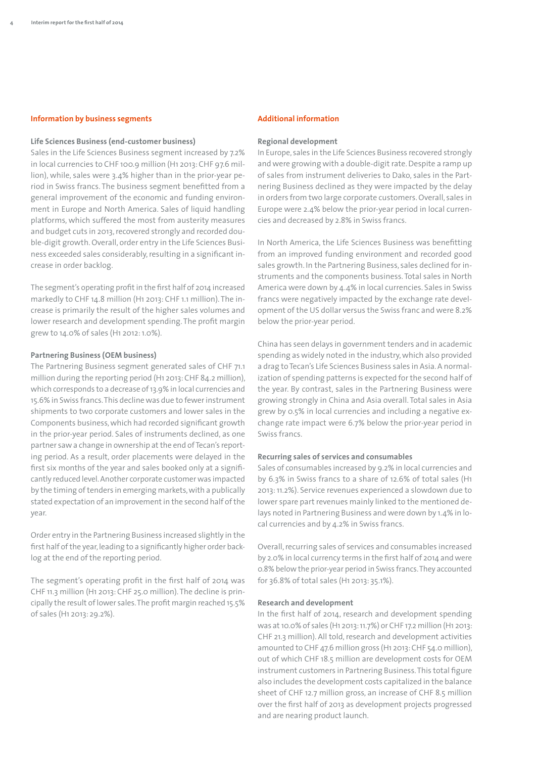## Information by business segments

### Life Sciences Business (end-customer business)

Sales in the Life Sciences Business segment increased by 7.2% in local currencies to CHF 100.9 million (H1 2013: CHF 97.6 million), while, sales were 3.4% higher than in the prior-year period in Swiss francs. The business segment benefitted from a general improvement of the economic and funding environment in Europe and North America. Sales of liquid handling platforms, which suffered the most from austerity measures and budget cuts in 2013, recovered strongly and recorded double-digit growth. Overall, order entry in the Life Sciences Business exceeded sales considerably, resulting in a significant increase in order backlog.

The segment's operating profit in the first half of 2014 increased markedly to CHF 14.8 million (H1 2013: CHF 1.1 million). The increase is primarily the result of the higher sales volumes and lower research and development spending. The profit margin grew to 14.0% of sales (H1 2012: 1.0%).

### Partnering Business (OEM business)

The Partnering Business segment generated sales of CHF 71.1 million during the reporting period (H1 2013: CHF 84.2 million), which corresponds to a decrease of 13.9% in local currencies and 15.6% in Swiss francs. This decline was due to fewer instrument shipments to two corporate customers and lower sales in the Components business, which had recorded significant growth in the prior-year period. Sales of instruments declined, as one partner saw a change in ownership at the end of Tecan's reporting period. As a result, order placements were delayed in the first six months of the year and sales booked only at a significantly reduced level. Another corporate customer was impacted by the timing of tenders in emerging markets, with a publically stated expectation of an improvement in the second half of the year.

Order entry in the Partnering Business increased slightly in the first half of the year, leading to a significantly higher order backlog at the end of the reporting period.

The segment's operating profit in the first half of 2014 was CHF 11.3 million (H1 2013: CHF 25.0 million). The decline is principally the result of lower sales. The profit margin reached 15.5% of sales (H1 2013: 29.2%).

## Additional information

### Regional development

In Europe, sales in the Life Sciences Business recovered strongly and were growing with a double-digit rate. Despite a ramp up of sales from instrument deliveries to Dako, sales in the Partnering Business declined as they were impacted by the delay in orders from two large corporate customers. Overall, sales in Europe were 2.4% below the prior-year period in local currencies and decreased by 2.8% in Swiss francs.

In North America, the Life Sciences Business was benefitting from an improved funding environment and recorded good sales growth. In the Partnering Business, sales declined for instruments and the components business. Total sales in North America were down by 4.4% in local currencies. Sales in Swiss francs were negatively impacted by the exchange rate development of the US dollar versus the Swiss franc and were 8.2% below the prior-year period.

China has seen delays in government tenders and in academic spending as widely noted in the industry, which also provided a drag to Tecan's Life Sciences Business sales in Asia. A normalization of spending patterns is expected for the second half of the year. By contrast, sales in the Partnering Business were growing strongly in China and Asia overall. Total sales in Asia grew by 0.5% in local currencies and including a negative exchange rate impact were 6.7% below the prior-year period in Swiss francs.

### Recurring sales of services and consumables

Sales of consumables increased by 9.2% in local currencies and by 6.3% in Swiss francs to a share of 12.6% of total sales (H1 2013: 11.2%). Service revenues experienced a slowdown due to lower spare part revenues mainly linked to the mentioned delays noted in Partnering Business and were down by 1.4% in local currencies and by 4.2% in Swiss francs.

Overall, recurring sales of services and consumables increased by 2.0% in local currency terms in the first half of 2014 and were 0.8% below the prior-year period in Swiss francs. They accounted for 36.8% of total sales (H1 2013: 35.1%).

### Research and development

In the first half of 2014, research and development spending was at 10.0% of sales (H1 2013: 11.7%) or CHF 17.2 million (H1 2013: CHF 21.3 million). All told, research and development activities amounted to CHF 47.6 million gross (H1 2013: CHF 54.0 million), out of which CHF 18.5 million are development costs for OEM instrument customers in Partnering Business. This total figure also includes the development costs capitalized in the balance sheet of CHF 12.7 million gross, an increase of CHF 8.5 million over the first half of 2013 as development projects progressed and are nearing product launch.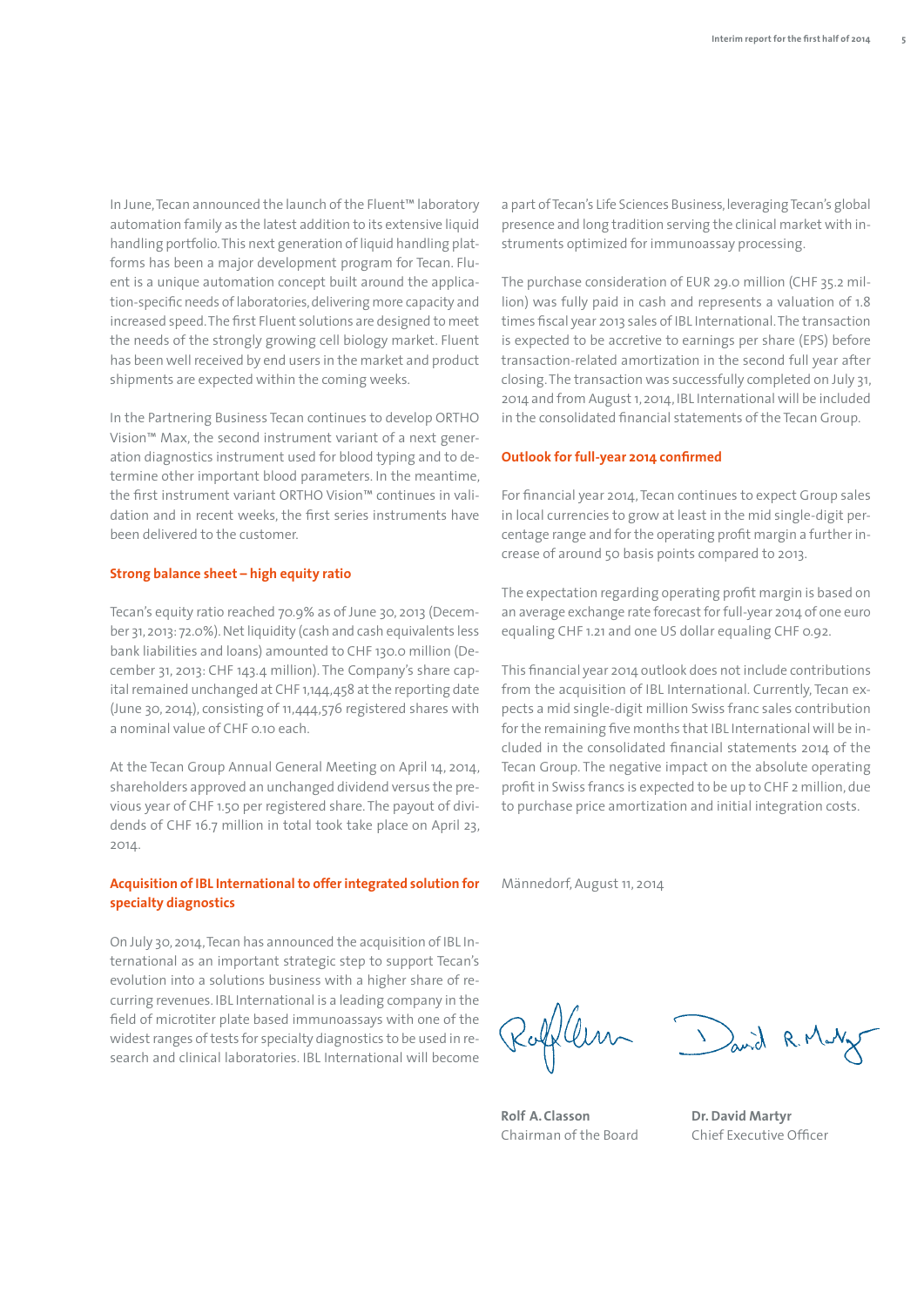In June, Tecan announced the launch of the Fluent™ laboratory automation family as the latest addition to its extensive liquid handling portfolio. This next generation of liquid handling platforms has been a major development program for Tecan. Fluent is a unique automation concept built around the application-specific needs of laboratories, delivering more capacity and increased speed. The first Fluent solutions are designed to meet the needs of the strongly growing cell biology market. Fluent has been well received by end users in the market and product shipments are expected within the coming weeks.

In the Partnering Business Tecan continues to develop ORTHO Vision™ Max, the second instrument variant of a next generation diagnostics instrument used for blood typing and to determine other important blood parameters. In the meantime, the first instrument variant ORTHO Vision™ continues in validation and in recent weeks, the first series instruments have been delivered to the customer.

### Strong balance sheet – high equity ratio

Tecan's equity ratio reached 70.9% as of June 30, 2013 (December 31, 2013: 72.0%). Net liquidity (cash and cash equivalents less bank liabilities and loans) amounted to CHF 130.0 million (December 31, 2013: CHF 143.4 million). The Company's share capital remained unchanged at CHF 1,144,458 at the reporting date (June 30, 2014), consisting of 11,444,576 registered shares with a nominal value of CHF 0.10 each.

At the Tecan Group Annual General Meeting on April 14, 2014, shareholders approved an unchanged dividend versus the previous year of CHF 1.50 per registered share. The payout of dividends of CHF 16.7 million in total took take place on April 23, 2014.

### Acquisition of IBL International to offer integrated solution for specialty diagnostics

On July 30, 2014, Tecan has announced the acquisition of IBL International as an important strategic step to support Tecan's evolution into a solutions business with a higher share of recurring revenues. IBL International is a leading company in the field of microtiter plate based immunoassays with one of the widest ranges of tests for specialty diagnostics to be used in research and clinical laboratories. IBL International will become a part of Tecan's Life Sciences Business, leveraging Tecan's global presence and long tradition serving the clinical market with instruments optimized for immunoassay processing.

The purchase consideration of EUR 29.0 million (CHF 35.2 million) was fully paid in cash and represents a valuation of 1.8 times fiscal year 2013 sales of IBL International. The transaction is expected to be accretive to earnings per share (EPS) before transaction-related amortization in the second full year after closing. The transaction was successfully completed on July 31, 2014 and from August 1, 2014, IBL International will be included in the consolidated financial statements of the Tecan Group.

### Outlook for full-year 2014 confirmed

For financial year 2014, Tecan continues to expect Group sales in local currencies to grow at least in the mid single-digit percentage range and for the operating profit margin a further increase of around 50 basis points compared to 2013.

The expectation regarding operating profit margin is based on an average exchange rate forecast for full-year 2014 of one euro equaling CHF 1.21 and one US dollar equaling CHF 0.92.

This financial year 2014 outlook does not include contributions from the acquisition of IBL International. Currently, Tecan expects a mid single-digit million Swiss franc sales contribution for the remaining five months that IBL International will be included in the consolidated financial statements 2014 of the Tecan Group. The negative impact on the absolute operating profit in Swiss francs is expected to be up to CHF 2 million, due to purchase price amortization and initial integration costs.

Männedorf, August 11, 2014

**Rolf A. Classon**
Chairman of the Board

**Dr. David Martyr**
Chief Executive Officer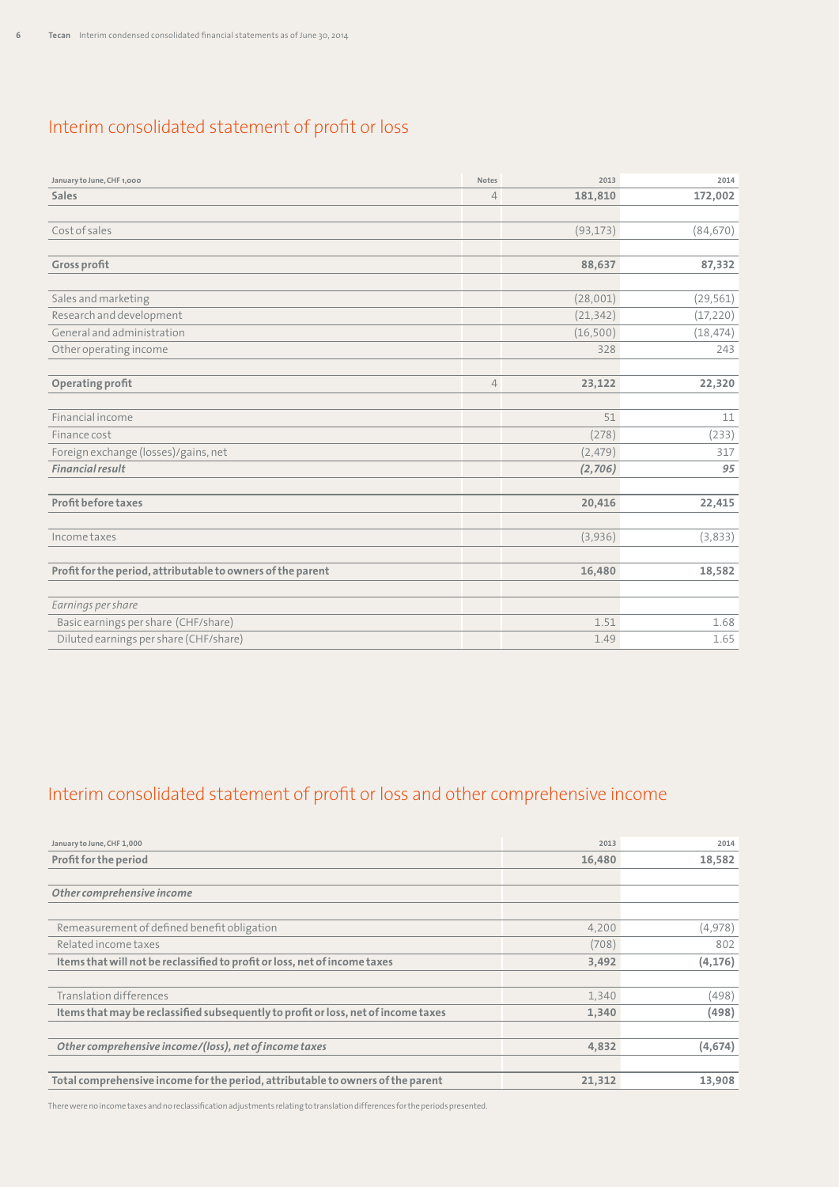## Interim consolidated statement of profit or loss

| January to June, CHF 1,000 | Notes | 2013 | 2014 |
|---|---|---|---|
| **Sales** | 4 | **181,810** | **172,002** |
| | | | |
| Cost of sales | | (93,173) | (84,670) |
| | | | |
| **Gross profit** | | **88,637** | **87,332** |
| | | | |
| Sales and marketing | | (28,001) | (29,561) |
| Research and development | | (21,342) | (17,220) |
| General and administration | | (16,500) | (18,474) |
| Other operating income | | 328 | 243 |
| | | | |
| **Operating profit** | 4 | **23,122** | **22,320** |
| | | | |
| Financial income | | 51 | 11 |
| Finance cost | | (278) | (233) |
| Foreign exchange (losses)/gains, net | | (2,479) | 317 |
| ***Financial result*** | | ***(2,706)*** | ***95*** |
| | | | |
| **Profit before taxes** | | **20,416** | **22,415** |
| | | | |
| Income taxes | | (3,936) | (3,833) |
| | | | |
| **Profit for the period, attributable to owners of the parent** | | **16,480** | **18,582** |
| | | | |
| *Earnings per share* | | | |
| Basic earnings per share (CHF/share) | | 1.51 | 1.68 |
| Diluted earnings per share (CHF/share) | | 1.49 | 1.65 |

## Interim consolidated statement of profit or loss and other comprehensive income

| January to June, CHF 1,000 | 2013 | 2014 |
|---|---|---|
| **Profit for the period** | **16,480** | **18,582** |
| | | |
| ***Other comprehensive income*** | | |
| | | |
| Remeasurement of defined benefit obligation | 4,200 | (4,978) |
| Related income taxes | (708) | 802 |
| **Items that will not be reclassified to profit or loss, net of income taxes** | **3,492** | **(4,176)** |
| | | |
| Translation differences | 1,340 | (498) |
| **Items that may be reclassified subsequently to profit or loss, net of income taxes** | **1,340** | **(498)** |
| | | |
| ***Other comprehensive income/(loss), net of income taxes*** | **4,832** | **(4,674)** |
| | | |
| **Total comprehensive income for the period, attributable to owners of the parent** | **21,312** | **13,908** |

There were no income taxes and no reclassification adjustments relating to translation differences for the periods presented.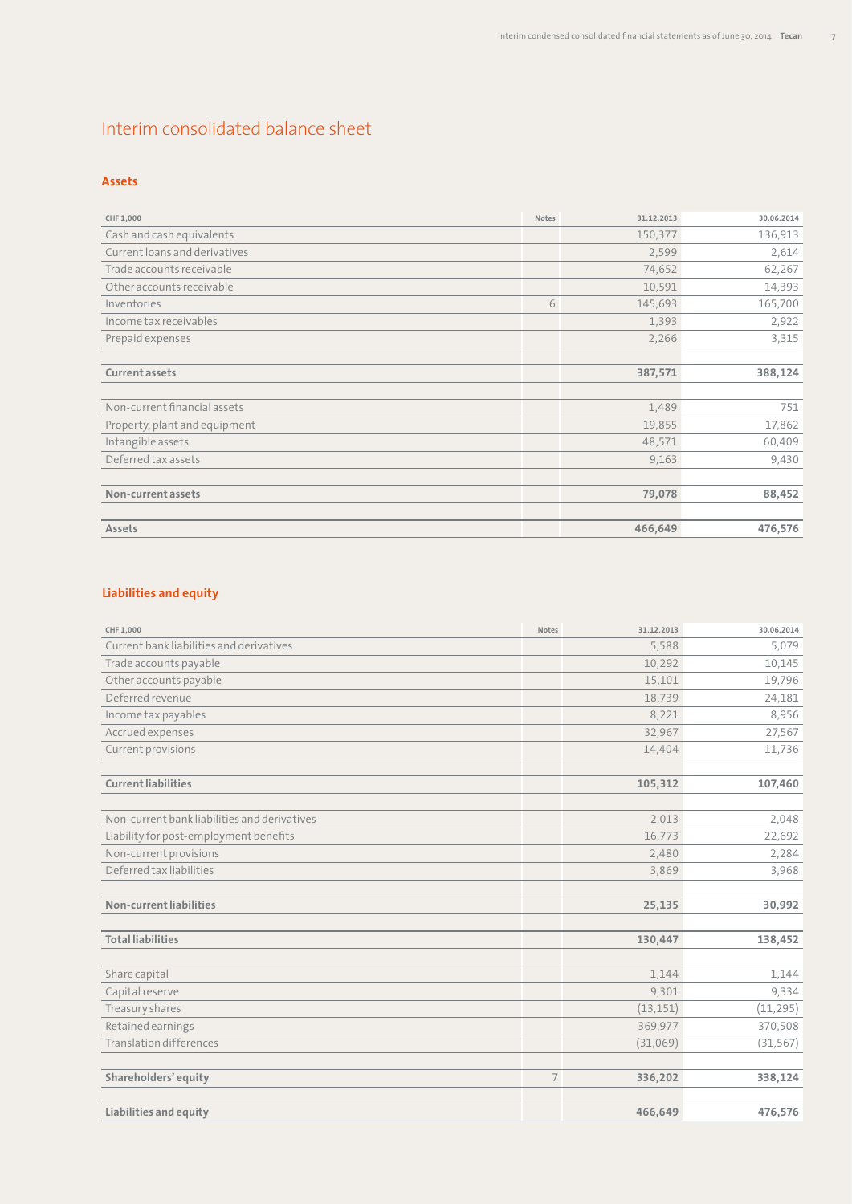# Interim consolidated balance sheet

## Assets

| CHF 1,000 | Notes | 31.12.2013 | 30.06.2014 |
|---|---|---|---|
| Cash and cash equivalents | | 150,377 | 136,913 |
| Current loans and derivatives | | 2,599 | 2,614 |
| Trade accounts receivable | | 74,652 | 62,267 |
| Other accounts receivable | | 10,591 | 14,393 |
| Inventories | 6 | 145,693 | 165,700 |
| Income tax receivables | | 1,393 | 2,922 |
| Prepaid expenses | | 2,266 | 3,315 |
| **Current assets** | | **387,571** | **388,124** |
| Non-current financial assets | | 1,489 | 751 |
| Property, plant and equipment | | 19,855 | 17,862 |
| Intangible assets | | 48,571 | 60,409 |
| Deferred tax assets | | 9,163 | 9,430 |
| **Non-current assets** | | **79,078** | **88,452** |
| **Assets** | | **466,649** | **476,576** |

## Liabilities and equity

| CHF 1,000 | Notes | 31.12.2013 | 30.06.2014 |
|---|---|---|---|
| Current bank liabilities and derivatives | | 5,588 | 5,079 |
| Trade accounts payable | | 10,292 | 10,145 |
| Other accounts payable | | 15,101 | 19,796 |
| Deferred revenue | | 18,739 | 24,181 |
| Income tax payables | | 8,221 | 8,956 |
| Accrued expenses | | 32,967 | 27,567 |
| Current provisions | | 14,404 | 11,736 |
| **Current liabilities** | | **105,312** | **107,460** |
| Non-current bank liabilities and derivatives | | 2,013 | 2,048 |
| Liability for post-employment benefits | | 16,773 | 22,692 |
| Non-current provisions | | 2,480 | 2,284 |
| Deferred tax liabilities | | 3,869 | 3,968 |
| **Non-current liabilities** | | **25,135** | **30,992** |
| **Total liabilities** | | **130,447** | **138,452** |
| Share capital | | 1,144 | 1,144 |
| Capital reserve | | 9,301 | 9,334 |
| Treasury shares | | (13,151) | (11,295) |
| Retained earnings | | 369,977 | 370,508 |
| Translation differences | | (31,069) | (31,567) |
| **Shareholders' equity** | 7 | **336,202** | **338,124** |
| **Liabilities and equity** | | **466,649** | **476,576** |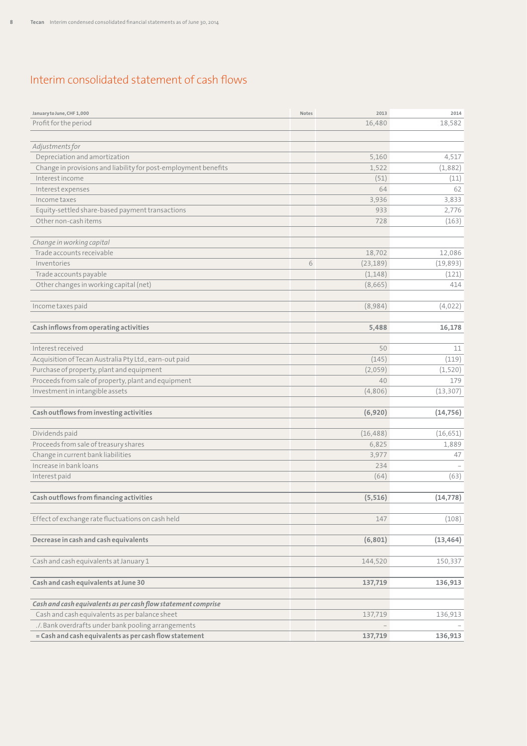# Interim consolidated statement of cash flows

| January to June, CHF 1,000 | Notes | 2013 | 2014 |
|---|---|---|---|
| Profit for the period | | 16,480 | 18,582 |
| | | | |
| *Adjustments for* | | | |
| Depreciation and amortization | | 5,160 | 4,517 |
| Change in provisions and liability for post-employment benefits | | 1,522 | (1,882) |
| Interest income | | (51) | (11) |
| Interest expenses | | 64 | 62 |
| Income taxes | | 3,936 | 3,833 |
| Equity-settled share-based payment transactions | | 933 | 2,776 |
| Other non-cash items | | 728 | (163) |
| | | | |
| *Change in working capital* | | | |
| Trade accounts receivable | | 18,702 | 12,086 |
| Inventories | 6 | (23,189) | (19,893) |
| Trade accounts payable | | (1,148) | (121) |
| Other changes in working capital (net) | | (8,665) | 414 |
| | | | |
| Income taxes paid | | (8,984) | (4,022) |
| | | | |
| **Cash inflows from operating activities** | | **5,488** | **16,178** |
| | | | |
| Interest received | | 50 | 11 |
| Acquisition of Tecan Australia Pty Ltd., earn-out paid | | (145) | (119) |
| Purchase of property, plant and equipment | | (2,059) | (1,520) |
| Proceeds from sale of property, plant and equipment | | 40 | 179 |
| Investment in intangible assets | | (4,806) | (13,307) |
| | | | |
| **Cash outflows from investing activities** | | **(6,920)** | **(14,756)** |
| | | | |
| Dividends paid | | (16,488) | (16,651) |
| Proceeds from sale of treasury shares | | 6,825 | 1,889 |
| Change in current bank liabilities | | 3,977 | 47 |
| Increase in bank loans | | 234 | – |
| Interest paid | | (64) | (63) |
| | | | |
| **Cash outflows from financing activities** | | **(5,516)** | **(14,778)** |
| | | | |
| Effect of exchange rate fluctuations on cash held | | 147 | (108) |
| | | | |
| **Decrease in cash and cash equivalents** | | **(6,801)** | **(13,464)** |
| | | | |
| Cash and cash equivalents at January 1 | | 144,520 | 150,337 |
| | | | |
| **Cash and cash equivalents at June 30** | | **137,719** | **136,913** |
| | | | |
| ***Cash and cash equivalents as per cash flow statement comprise*** | | | |
| Cash and cash equivalents as per balance sheet | | 137,719 | 136,913 |
| ./. Bank overdrafts under bank pooling arrangements | | – | – |
| **= Cash and cash equivalents as per cash flow statement** | | **137,719** | **136,913** |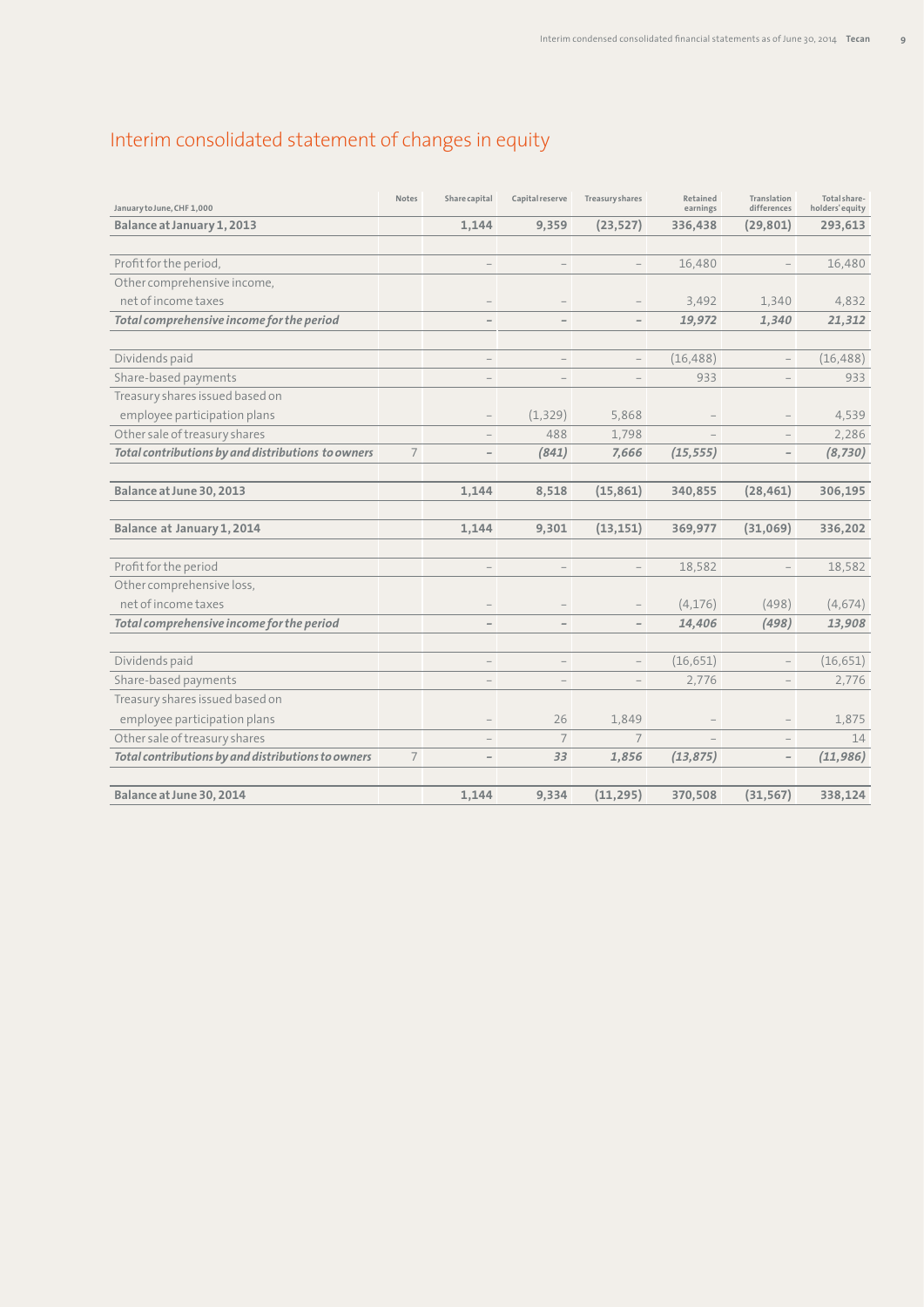# Interim consolidated statement of changes in equity

| January to June, CHF 1,000 | Notes | Share capital | Capital reserve | Treasury shares | Retained earnings | Translation differences | Total share-holders' equity |
|---|---|---|---|---|---|---|---|
| **Balance at January 1, 2013** | | **1,144** | **9,359** | **(23,527)** | **336,438** | **(29,801)** | **293,613** |
| | | | | | | | |
| Profit for the period, | | – | – | – | 16,480 | – | 16,480 |
| Other comprehensive income, net of income taxes | | – | – | – | 3,492 | 1,340 | 4,832 |
| ***Total comprehensive income for the period*** | | – | – | – | ***19,972*** | ***1,340*** | ***21,312*** |
| | | | | | | | |
| Dividends paid | | – | – | – | (16,488) | – | (16,488) |
| Share-based payments | | – | – | – | 933 | – | 933 |
| Treasury shares issued based on employee participation plans | | – | (1,329) | 5,868 | – | – | 4,539 |
| Other sale of treasury shares | | – | 488 | 1,798 | – | – | 2,286 |
| ***Total contributions by and distributions to owners*** | 7 | – | ***(841)*** | ***7,666*** | ***(15,555)*** | – | ***(8,730)*** |
| | | | | | | | |
| **Balance at June 30, 2013** | | **1,144** | **8,518** | **(15,861)** | **340,855** | **(28,461)** | **306,195** |
| | | | | | | | |
| **Balance at January 1, 2014** | | **1,144** | **9,301** | **(13,151)** | **369,977** | **(31,069)** | **336,202** |
| | | | | | | | |
| Profit for the period | | – | – | – | 18,582 | – | 18,582 |
| Other comprehensive loss, net of income taxes | | – | – | – | (4,176) | (498) | (4,674) |
| ***Total comprehensive income for the period*** | | – | – | – | ***14,406*** | ***(498)*** | ***13,908*** |
| | | | | | | | |
| Dividends paid | | – | – | – | (16,651) | – | (16,651) |
| Share-based payments | | – | – | – | 2,776 | – | 2,776 |
| Treasury shares issued based on employee participation plans | | – | 26 | 1,849 | – | – | 1,875 |
| Other sale of treasury shares | | – | 7 | 7 | – | – | 14 |
| ***Total contributions by and distributions to owners*** | 7 | – | ***33*** | ***1,856*** | ***(13,875)*** | – | ***(11,986)*** |
| | | | | | | | |
| **Balance at June 30, 2014** | | **1,144** | **9,334** | **(11,295)** | **370,508** | **(31,567)** | **338,124** |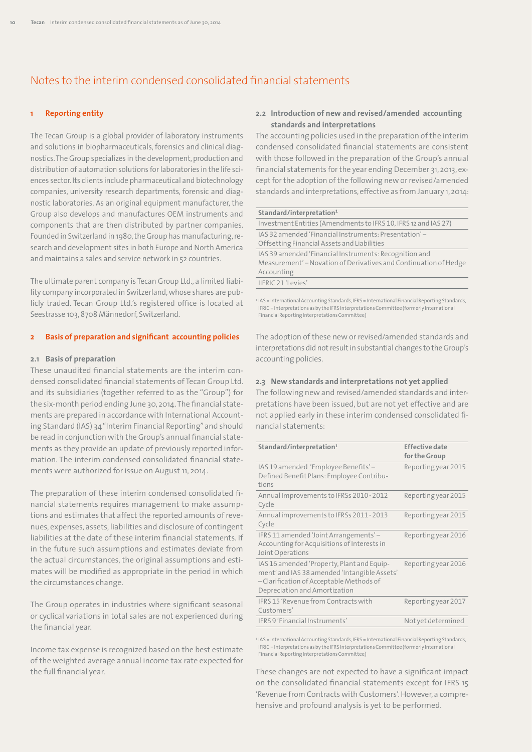# Notes to the interim condensed consolidated financial statements

## 1 Reporting entity

The Tecan Group is a global provider of laboratory instruments and solutions in biopharmaceuticals, forensics and clinical diagnostics. The Group specializes in the development, production and distribution of automation solutions for laboratories in the life sciences sector. Its clients include pharmaceutical and biotechnology companies, university research departments, forensic and diagnostic laboratories. As an original equipment manufacturer, the Group also develops and manufactures OEM instruments and components that are then distributed by partner companies. Founded in Switzerland in 1980, the Group has manufacturing, research and development sites in both Europe and North America and maintains a sales and service network in 52 countries.

The ultimate parent company is Tecan Group Ltd., a limited liability company incorporated in Switzerland, whose shares are publicly traded. Tecan Group Ltd.'s registered office is located at Seestrasse 103, 8708 Männedorf, Switzerland.

## 2 Basis of preparation and significant accounting policies

### 2.1 Basis of preparation

These unaudited financial statements are the interim condensed consolidated financial statements of Tecan Group Ltd. and its subsidiaries (together referred to as the "Group") for the six-month period ending June 30, 2014. The financial statements are prepared in accordance with International Accounting Standard (IAS) 34 "Interim Financial Reporting" and should be read in conjunction with the Group's annual financial statements as they provide an update of previously reported information. The interim condensed consolidated financial statements were authorized for issue on August 11, 2014.

The preparation of these interim condensed consolidated financial statements requires management to make assumptions and estimates that affect the reported amounts of revenues, expenses, assets, liabilities and disclosure of contingent liabilities at the date of these interim financial statements. If in the future such assumptions and estimates deviate from the actual circumstances, the original assumptions and estimates will be modified as appropriate in the period in which the circumstances change.

The Group operates in industries where significant seasonal or cyclical variations in total sales are not experienced during the financial year.

Income tax expense is recognized based on the best estimate of the weighted average annual income tax rate expected for the full financial year.

### 2.2 Introduction of new and revised/amended accounting standards and interpretations

The accounting policies used in the preparation of the interim condensed consolidated financial statements are consistent with those followed in the preparation of the Group's annual financial statements for the year ending December 31, 2013, except for the adoption of the following new or revised/amended standards and interpretations, effective as from January 1, 2014:

| Standard/interpretation[1] |
|---|
| Investment Entities (Amendments to IFRS 10, IFRS 12 and IAS 27) |
| IAS 32 amended 'Financial Instruments: Presentation' – Offsetting Financial Assets and Liabilities |
| IAS 39 amended 'Financial Instruments: Recognition and Measurement' – Novation of Derivatives and Continuation of Hedge Accounting |
| IIFRIC 21 'Levies' |

[1] IAS = International Accounting Standards, IFRS = International Financial Reporting Standards, IFRIC = Interpretations as by the IFRS Interpretations Committee (formerly International Financial Reporting Interpretations Committee)

The adoption of these new or revised/amended standards and interpretations did not result in substantial changes to the Group's accounting policies.

### 2.3 New standards and interpretations not yet applied

The following new and revised/amended standards and interpretations have been issued, but are not yet effective and are not applied early in these interim condensed consolidated financial statements:

| Standard/interpretation[1] | Effective date for the Group |
|---|---|
| IAS 19 amended 'Employee Benefits' – Defined Benefit Plans: Employee Contributions | Reporting year 2015 |
| Annual Improvements to IFRSs 2010 - 2012 Cycle | Reporting year 2015 |
| Annual improvements to IFRSs 2011 - 2013 Cycle | Reporting year 2015 |
| IFRS 11 amended 'Joint Arrangements' – Accounting for Acquisitions of Interests in Joint Operations | Reporting year 2016 |
| IAS 16 amended 'Property, Plant and Equipment' and IAS 38 amended 'Intangible Assets' – Clarification of Acceptable Methods of Depreciation and Amortization | Reporting year 2016 |
| IFRS 15 'Revenue from Contracts with Customers' | Reporting year 2017 |
| IFRS 9 'Financial Instruments' | Not yet determined |

[1] IAS = International Accounting Standards, IFRS = International Financial Reporting Standards, IFRIC = Interpretations as by the IFRS Interpretations Committee (formerly International Financial Reporting Interpretations Committee)

These changes are not expected to have a significant impact on the consolidated financial statements except for IFRS 15 'Revenue from Contracts with Customers'. However, a comprehensive and profound analysis is yet to be performed.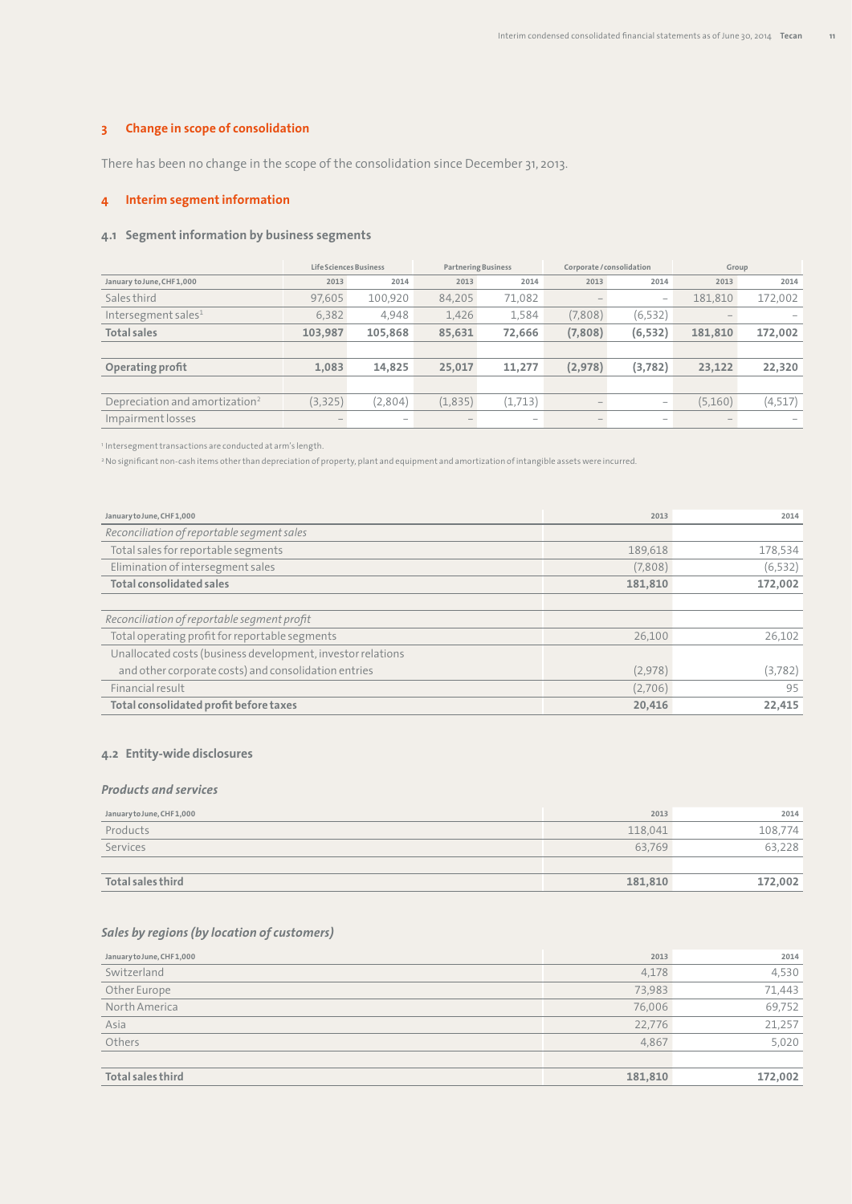## 3 Change in scope of consolidation

There has been no change in the scope of the consolidation since December 31, 2013.

## 4 Interim segment information

### 4.1 Segment information by business segments

| | Life Sciences Business | | Partnering Business | | Corporate / consolidation | | Group | |
|---|---|---|---|---|---|---|---|---|
| January to June, CHF 1,000 | 2013 | 2014 | 2013 | 2014 | 2013 | 2014 | 2013 | 2014 |
| Sales third | 97,605 | 100,920 | 84,205 | 71,082 | – | – | 181,810 | 172,002 |
| Intersegment sales[1] | 6,382 | 4,948 | 1,426 | 1,584 | (7,808) | (6,532) | – | – |
| **Total sales** | **103,987** | **105,868** | **85,631** | **72,666** | **(7,808)** | **(6,532)** | **181,810** | **172,002** |
| | | | | | | | | |
| **Operating profit** | **1,083** | **14,825** | **25,017** | **11,277** | **(2,978)** | **(3,782)** | **23,122** | **22,320** |
| | | | | | | | | |
| Depreciation and amortization[2] | (3,325) | (2,804) | (1,835) | (1,713) | – | – | (5,160) | (4,517) |
| Impairment losses | – | – | – | – | – | – | – | – |

[1] Intersegment transactions are conducted at arm's length.

[2] No significant non-cash items other than depreciation of property, plant and equipment and amortization of intangible assets were incurred.

| January to June, CHF 1,000 | 2013 | 2014 |
|---|---|---|
| *Reconciliation of reportable segment sales* | | |
| Total sales for reportable segments | 189,618 | 178,534 |
| Elimination of intersegment sales | (7,808) | (6,532) |
| **Total consolidated sales** | **181,810** | **172,002** |
| | | |
| *Reconciliation of reportable segment profit* | | |
| Total operating profit for reportable segments | 26,100 | 26,102 |
| Unallocated costs (business development, investor relations and other corporate costs) and consolidation entries | (2,978) | (3,782) |
| Financial result | (2,706) | 95 |
| **Total consolidated profit before taxes** | **20,416** | **22,415** |

### 4.2 Entity-wide disclosures

#### *Products and services*

| January to June, CHF 1,000 | 2013 | 2014 |
|---|---|---|
| Products | 118,041 | 108,774 |
| Services | 63,769 | 63,228 |
| | | |
| **Total sales third** | **181,810** | **172,002** |

#### *Sales by regions (by location of customers)*

| January to June, CHF 1,000 | 2013 | 2014 |
|---|---|---|
| Switzerland | 4,178 | 4,530 |
| Other Europe | 73,983 | 71,443 |
| North America | 76,006 | 69,752 |
| Asia | 22,776 | 21,257 |
| Others | 4,867 | 5,020 |
| | | |
| **Total sales third** | **181,810** | **172,002** |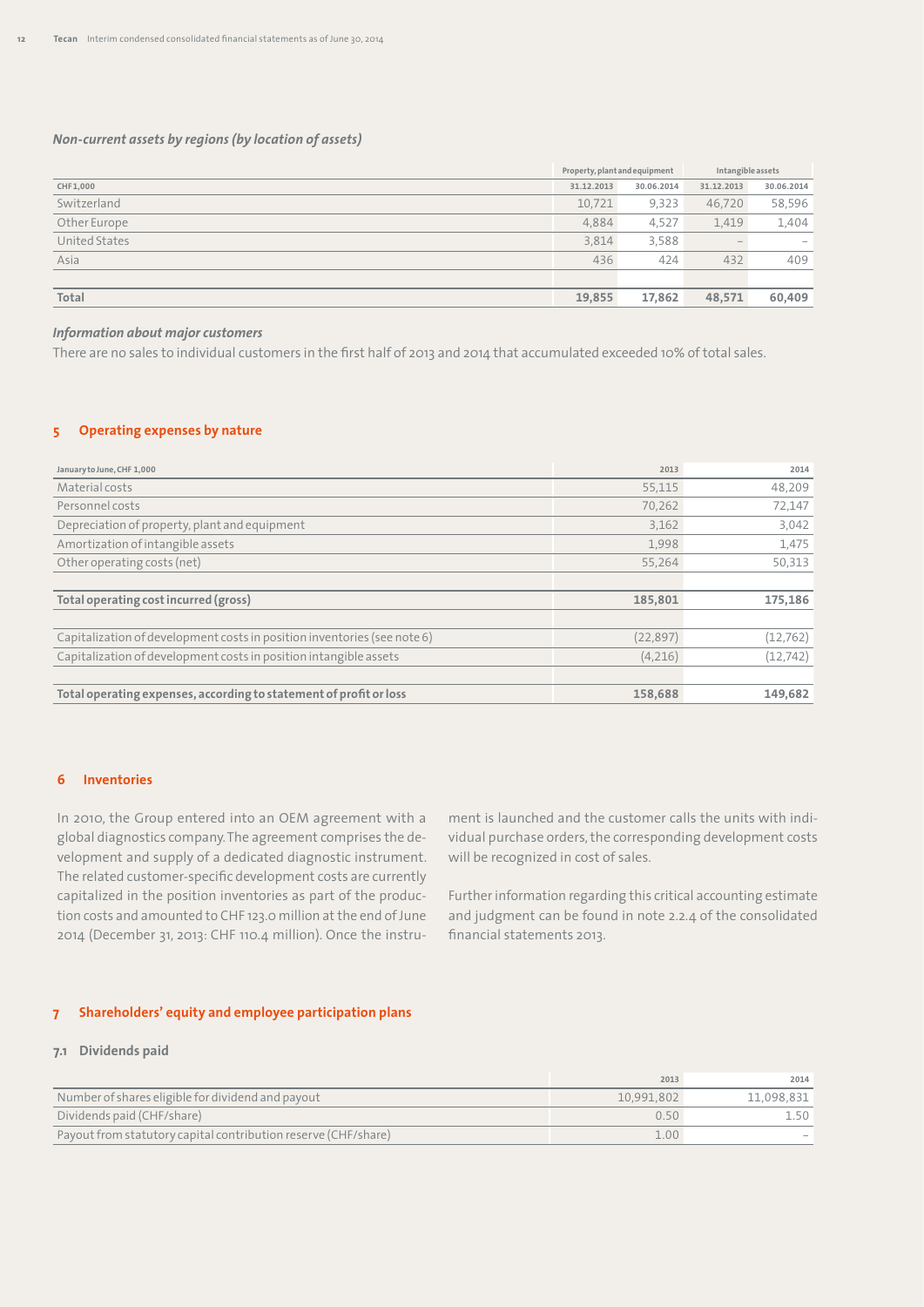*Non-current assets by regions (by location of assets)*

| | Property, plant and equipment | | Intangible assets | |
|---|---|---|---|---|
| CHF 1,000 | 31.12.2013 | 30.06.2014 | 31.12.2013 | 30.06.2014 |
| Switzerland | 10,721 | 9,323 | 46,720 | 58,596 |
| Other Europe | 4,884 | 4,527 | 1,419 | 1,404 |
| United States | 3,814 | 3,588 | – | – |
| Asia | 436 | 424 | 432 | 409 |
| **Total** | **19,855** | **17,862** | **48,571** | **60,409** |

*Information about major customers*

There are no sales to individual customers in the first half of 2013 and 2014 that accumulated exceeded 10% of total sales.

## 5 Operating expenses by nature

| January to June, CHF 1,000 | 2013 | 2014 |
|---|---|---|
| Material costs | 55,115 | 48,209 |
| Personnel costs | 70,262 | 72,147 |
| Depreciation of property, plant and equipment | 3,162 | 3,042 |
| Amortization of intangible assets | 1,998 | 1,475 |
| Other operating costs (net) | 55,264 | 50,313 |
| **Total operating cost incurred (gross)** | **185,801** | **175,186** |
| Capitalization of development costs in position inventories (see note 6) | (22,897) | (12,762) |
| Capitalization of development costs in position intangible assets | (4,216) | (12,742) |
| **Total operating expenses, according to statement of profit or loss** | **158,688** | **149,682** |

## 6 Inventories

In 2010, the Group entered into an OEM agreement with a global diagnostics company. The agreement comprises the development and supply of a dedicated diagnostic instrument. The related customer-specific development costs are currently capitalized in the position inventories as part of the production costs and amounted to CHF 123.0 million at the end of June 2014 (December 31, 2013: CHF 110.4 million). Once the instrument is launched and the customer calls the units with individual purchase orders, the corresponding development costs will be recognized in cost of sales.

Further information regarding this critical accounting estimate and judgment can be found in note 2.2.4 of the consolidated financial statements 2013.

## 7 Shareholders' equity and employee participation plans

### 7.1 Dividends paid

| | 2013 | 2014 |
|---|---|---|
| Number of shares eligible for dividend and payout | 10,991,802 | 11,098,831 |
| Dividends paid (CHF/share) | 0.50 | 1.50 |
| Payout from statutory capital contribution reserve (CHF/share) | 1.00 | – |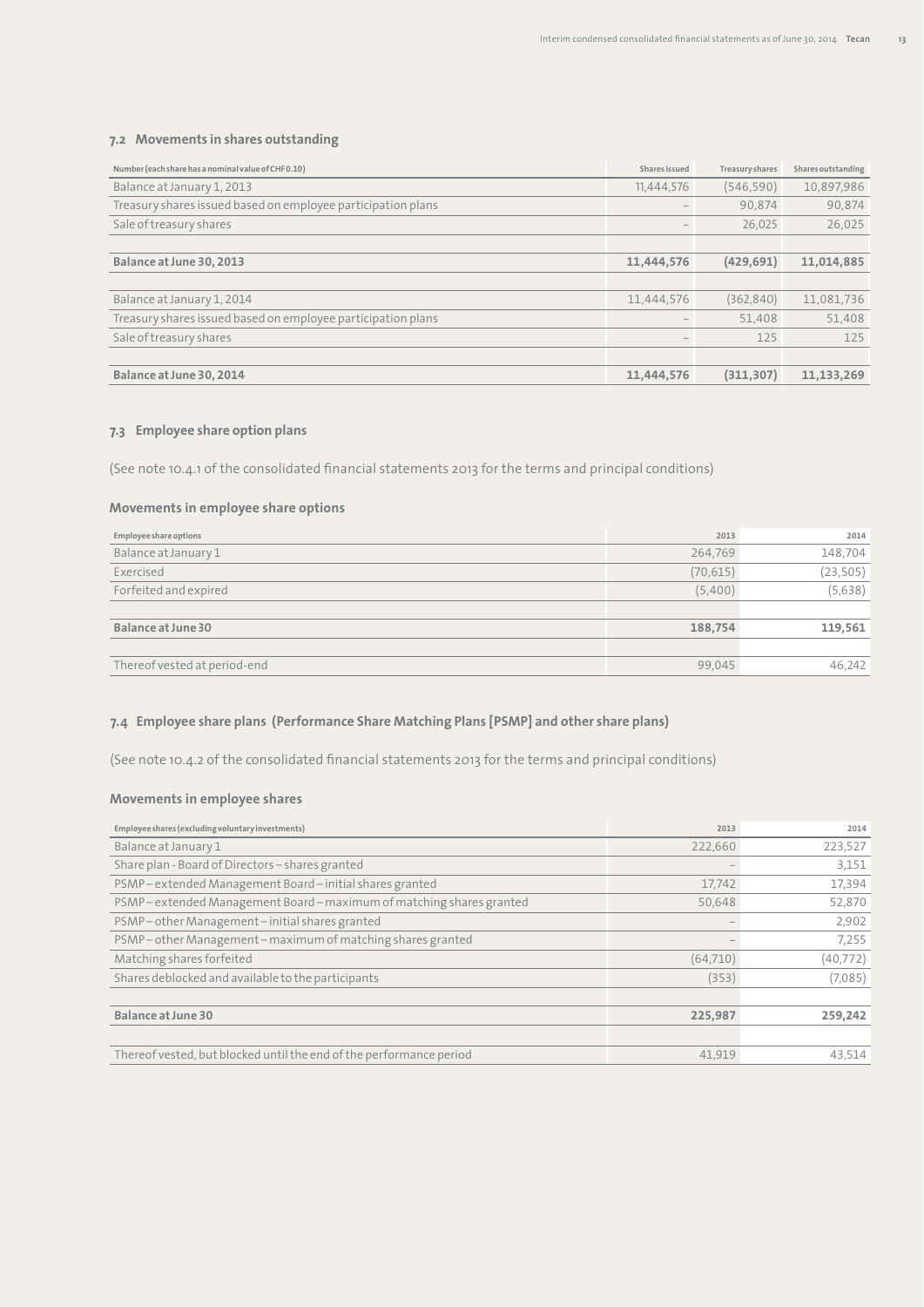### 7.2 Movements in shares outstanding

| Number (each share has a nominal value of CHF 0.10) | Shares issued | Treasury shares | Shares outstanding |
|---|---|---|---|
| Balance at January 1, 2013 | 11,444,576 | (546,590) | 10,897,986 |
| Treasury shares issued based on employee participation plans | – | 90,874 | 90,874 |
| Sale of treasury shares | – | 26,025 | 26,025 |
| | | | |
| **Balance at June 30, 2013** | **11,444,576** | **(429,691)** | **11,014,885** |
| | | | |
| Balance at January 1, 2014 | 11,444,576 | (362,840) | 11,081,736 |
| Treasury shares issued based on employee participation plans | – | 51,408 | 51,408 |
| Sale of treasury shares | – | 125 | 125 |
| | | | |
| **Balance at June 30, 2014** | **11,444,576** | **(311,307)** | **11,133,269** |

### 7.3 Employee share option plans

(See note 10.4.1 of the consolidated financial statements 2013 for the terms and principal conditions)

#### Movements in employee share options

| Employee share options | 2013 | 2014 |
|---|---|---|
| Balance at January 1 | 264,769 | 148,704 |
| Exercised | (70,615) | (23,505) |
| Forfeited and expired | (5,400) | (5,638) |
| | | |
| **Balance at June 30** | **188,754** | **119,561** |
| | | |
| Thereof vested at period-end | 99,045 | 46,242 |

### 7.4 Employee share plans (Performance Share Matching Plans [PSMP] and other share plans)

(See note 10.4.2 of the consolidated financial statements 2013 for the terms and principal conditions)

#### Movements in employee shares

| Employee shares (excluding voluntary investments) | 2013 | 2014 |
|---|---|---|
| Balance at January 1 | 222,660 | 223,527 |
| Share plan - Board of Directors – shares granted | – | 3,151 |
| PSMP – extended Management Board – initial shares granted | 17,742 | 17,394 |
| PSMP – extended Management Board – maximum of matching shares granted | 50,648 | 52,870 |
| PSMP – other Management – initial shares granted | – | 2,902 |
| PSMP – other Management – maximum of matching shares granted | – | 7,255 |
| Matching shares forfeited | (64,710) | (40,772) |
| Shares deblocked and available to the participants | (353) | (7,085) |
| | | |
| **Balance at June 30** | **225,987** | **259,242** |
| | | |
| Thereof vested, but blocked until the end of the performance period | 41,919 | 43,514 |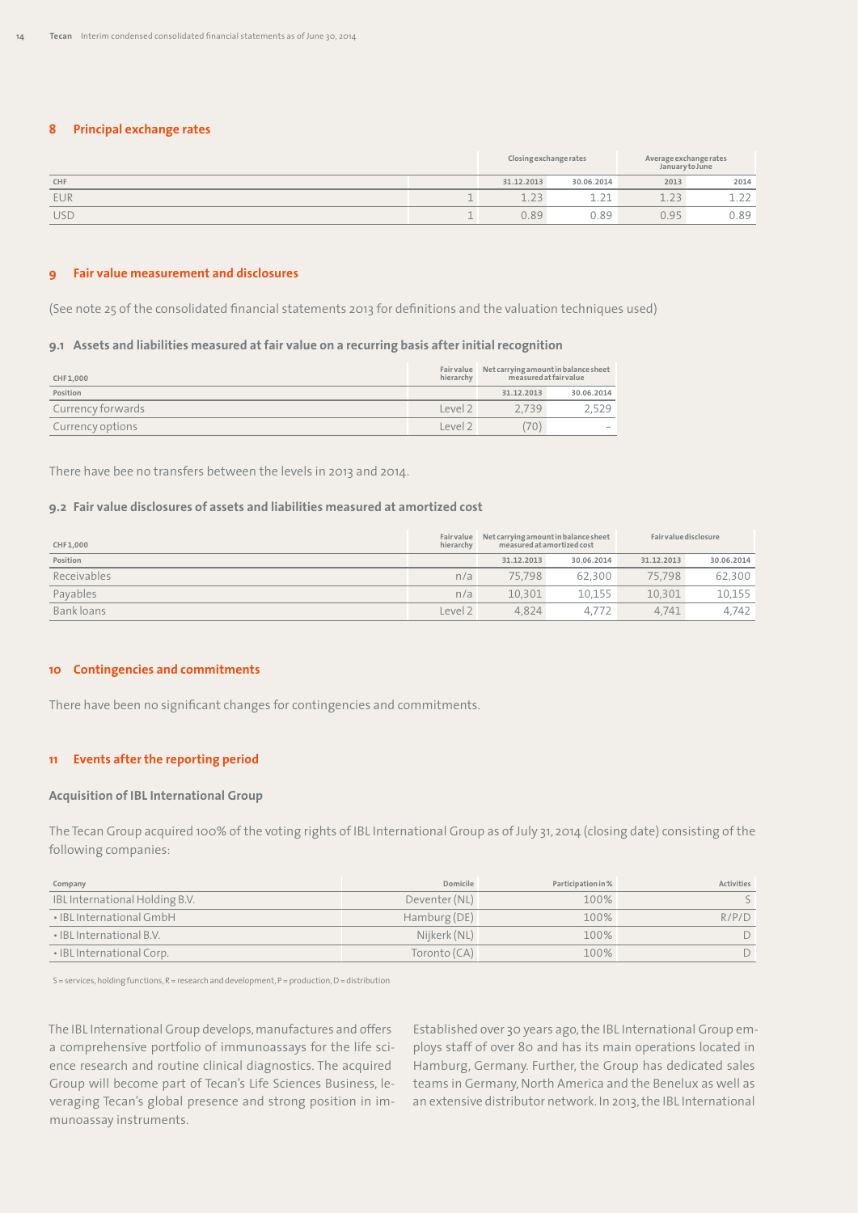## 8 Principal exchange rates

| CHF | | Closing exchange rates | | Average exchange rates January to June | |
|---|---|---|---|---|---|
| | | 31.12.2013 | 30.06.2014 | 2013 | 2014 |
| EUR | 1 | 1.23 | 1.21 | 1.23 | 1.22 |
| USD | 1 | 0.89 | 0.89 | 0.95 | 0.89 |

## 9 Fair value measurement and disclosures

(See note 25 of the consolidated financial statements 2013 for definitions and the valuation techniques used)

### 9.1 Assets and liabilities measured at fair value on a recurring basis after initial recognition

| CHF 1,000 | Fair value hierarchy | Net carrying amount in balance sheet measured at fair value | |
|---|---|---|---|
| Position | | 31.12.2013 | 30.06.2014 |
| Currency forwards | Level 2 | 2,739 | 2,529 |
| Currency options | Level 2 | (70) | – |

There have bee no transfers between the levels in 2013 and 2014.

### 9.2 Fair value disclosures of assets and liabilities measured at amortized cost

| CHF 1,000 | Fair value hierarchy | Net carrying amount in balance sheet measured at amortized cost | | Fair value disclosure | |
|---|---|---|---|---|---|
| Position | | 31.12.2013 | 30.06.2014 | 31.12.2013 | 30.06.2014 |
| Receivables | n/a | 75,798 | 62,300 | 75,798 | 62,300 |
| Payables | n/a | 10,301 | 10,155 | 10,301 | 10,155 |
| Bank loans | Level 2 | 4,824 | 4,772 | 4,741 | 4,742 |

## 10 Contingencies and commitments

There have been no significant changes for contingencies and commitments.

## 11 Events after the reporting period

### Acquisition of IBL International Group

The Tecan Group acquired 100% of the voting rights of IBL International Group as of July 31, 2014 (closing date) consisting of the following companies:

| Company | Domicile | Participation in % | Activities |
|---|---|---|---|
| IBL International Holding B.V. | Deventer (NL) | 100% | S |
| • IBL International GmbH | Hamburg (DE) | 100% | R/P/D |
| • IBL International B.V. | Nijkerk (NL) | 100% | D |
| • IBL International Corp. | Toronto (CA) | 100% | D |

S = services, holding functions, R = research and development, P = production, D = distribution

The IBL International Group develops, manufactures and offers a comprehensive portfolio of immunoassays for the life science research and routine clinical diagnostics. The acquired Group will become part of Tecan's Life Sciences Business, leveraging Tecan's global presence and strong position in immunoassay instruments.

Established over 30 years ago, the IBL International Group employs staff of over 80 and has its main operations located in Hamburg, Germany. Further, the Group has dedicated sales teams in Germany, North America and the Benelux as well as an extensive distributor network. In 2013, the IBL International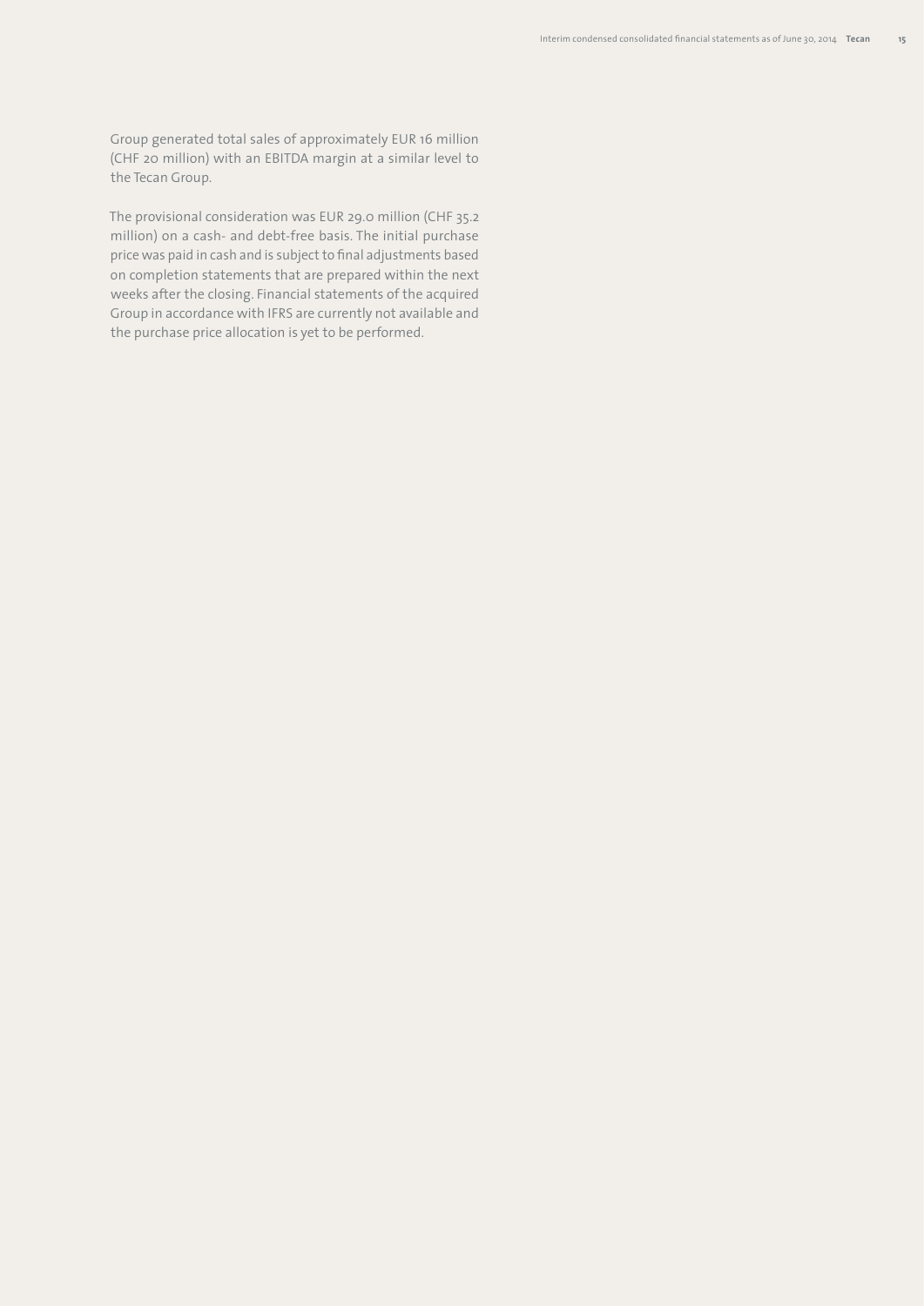Group generated total sales of approximately EUR 16 million (CHF 20 million) with an EBITDA margin at a similar level to the Tecan Group.

The provisional consideration was EUR 29.0 million (CHF 35.2 million) on a cash- and debt-free basis. The initial purchase price was paid in cash and is subject to final adjustments based on completion statements that are prepared within the next weeks after the closing. Financial statements of the acquired Group in accordance with IFRS are currently not available and the purchase price allocation is yet to be performed.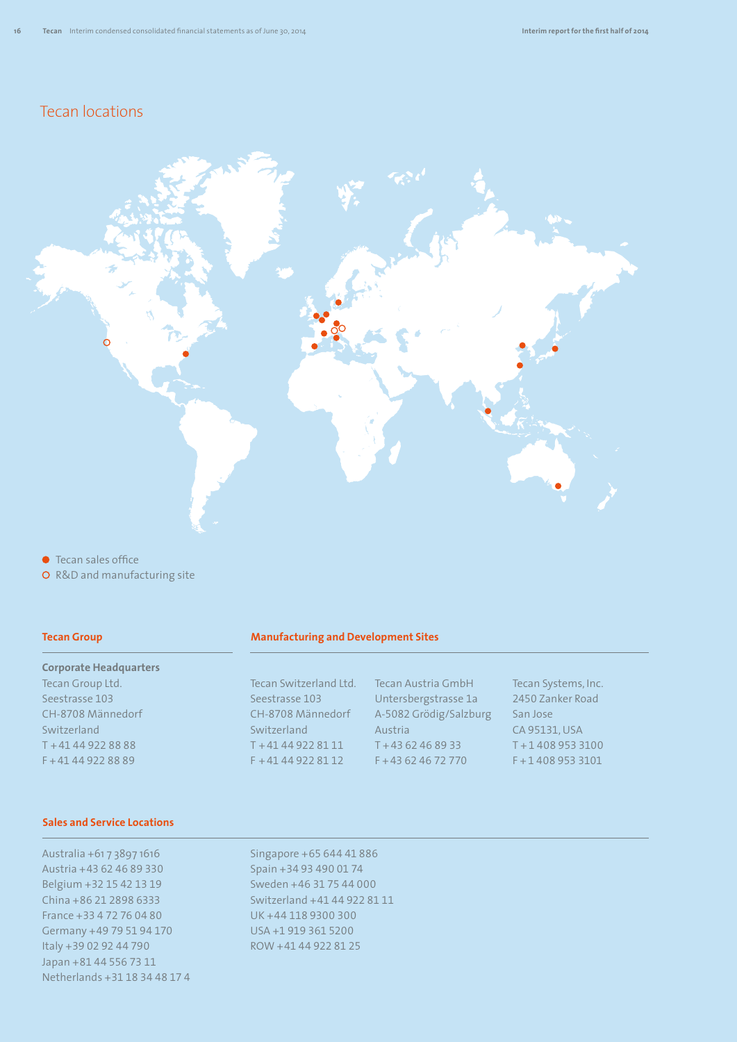# Tecan locations

● Tecan sales office
○ R&D and manufacturing site

## Tecan Group

**Corporate Headquarters**
Tecan Group Ltd.
Seestrasse 103
CH-8708 Männedorf
Switzerland
T +41 44 922 88 88
F +41 44 922 88 89

## Manufacturing and Development Sites

Tecan Switzerland Ltd.
Seestrasse 103
CH-8708 Männedorf
Switzerland
T +41 44 922 81 11
F +41 44 922 81 12

Tecan Austria GmbH
Untersbergstrasse 1a
A-5082 Grödig/Salzburg
Austria
T +43 62 46 89 33
F +43 62 46 72 770

Tecan Systems, Inc.
2450 Zanker Road
San Jose
CA 95131, USA
T +1 408 953 3100
F +1 408 953 3101

## Sales and Service Locations

Australia +61 7 3897 1616
Austria +43 62 46 89 330
Belgium +32 15 42 13 19
China +86 21 2898 6333
France +33 4 72 76 04 80
Germany +49 79 51 94 170
Italy +39 02 92 44 790
Japan +81 44 556 73 11
Netherlands +31 18 34 48 17 4
Singapore +65 644 41 886
Spain +34 93 490 01 74
Sweden +46 31 75 44 000
Switzerland +41 44 922 81 11
UK +44 118 9300 300
USA +1 919 361 5200
ROW +41 44 922 81 25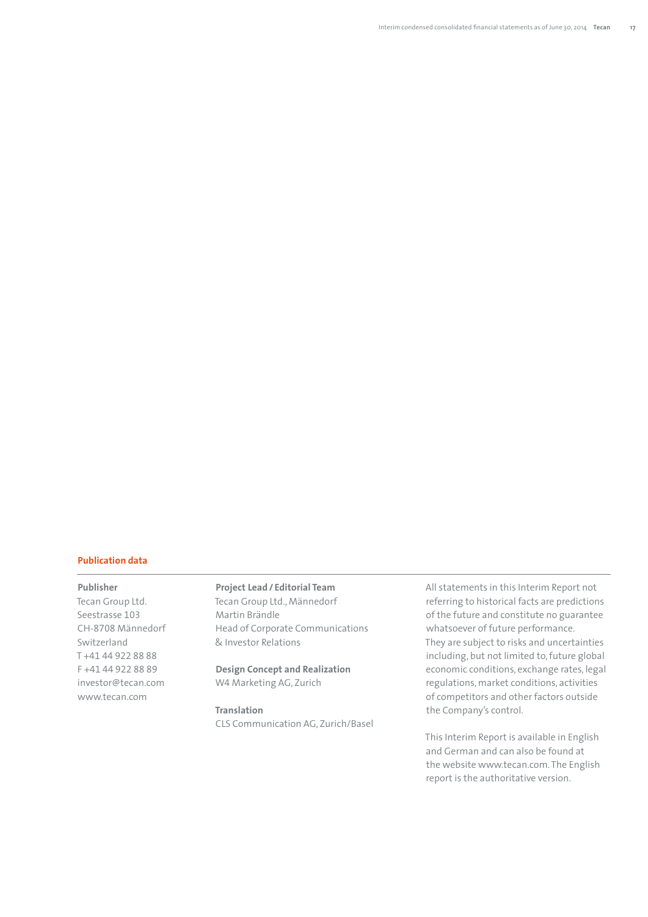## Publication data

**Publisher**
Tecan Group Ltd.
Seestrasse 103
CH-8708 Männedorf
Switzerland
T +41 44 922 88 88
F +41 44 922 88 89
investor@tecan.com
www.tecan.com

**Project Lead / Editorial Team**
Tecan Group Ltd., Männedorf
Martin Brändle
Head of Corporate Communications
& Investor Relations

**Design Concept and Realization**
W4 Marketing AG, Zurich

**Translation**
CLS Communication AG, Zurich/Basel

All statements in this Interim Report not referring to historical facts are predictions of the future and constitute no guarantee whatsoever of future performance.
They are subject to risks and uncertainties including, but not limited to, future global economic conditions, exchange rates, legal regulations, market conditions, activities of competitors and other factors outside the Company's control.

This Interim Report is available in English and German and can also be found at the website www.tecan.com. The English report is the authoritative version.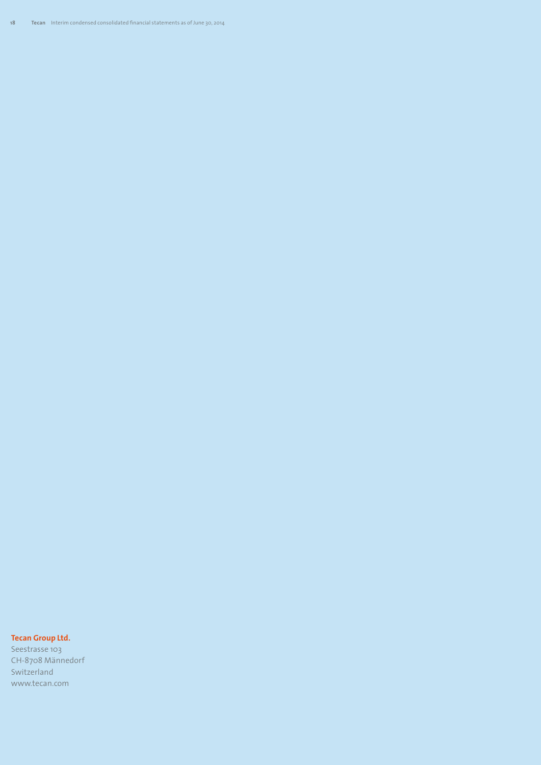**Tecan Group Ltd.**
Seestrasse 103
CH-8708 Männedorf
Switzerland
www.tecan.com